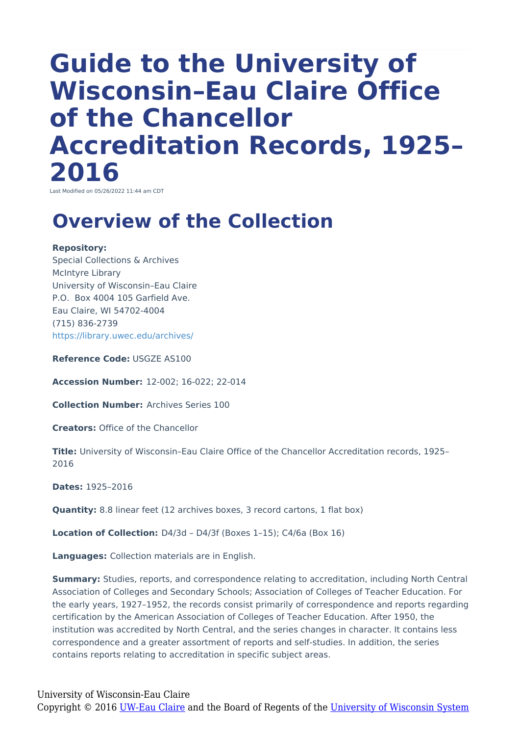# Guide to the University of Wisconsin–Eau Claire Office of the Chancellor Accreditation Records, 1925–2016

Last Modified on 05/26/2022 11:44 am CDT

## Overview of the Collection

**Repository:**
Special Collections & Archives
McIntyre Library
University of Wisconsin–Eau Claire
P.O. Box 4004 105 Garfield Ave.
Eau Claire, WI 54702-4004
(715) 836-2739
https://library.uwec.edu/archives/

**Reference Code:** USGZE AS100

**Accession Number:** 12-002; 16-022; 22-014

**Collection Number:** Archives Series 100

**Creators:** Office of the Chancellor

**Title:** University of Wisconsin–Eau Claire Office of the Chancellor Accreditation records, 1925–2016

**Dates:** 1925–2016

**Quantity:** 8.8 linear feet (12 archives boxes, 3 record cartons, 1 flat box)

**Location of Collection:** D4/3d – D4/3f (Boxes 1–15); C4/6a (Box 16)

**Languages:** Collection materials are in English.

**Summary:** Studies, reports, and correspondence relating to accreditation, including North Central Association of Colleges and Secondary Schools; Association of Colleges of Teacher Education. For the early years, 1927–1952, the records consist primarily of correspondence and reports regarding certification by the American Association of Colleges of Teacher Education. After 1950, the institution was accredited by North Central, and the series changes in character. It contains less correspondence and a greater assortment of reports and self-studies. In addition, the series contains reports relating to accreditation in specific subject areas.

University of Wisconsin-Eau Claire
Copyright © 2016 UW-Eau Claire and the Board of Regents of the University of Wisconsin System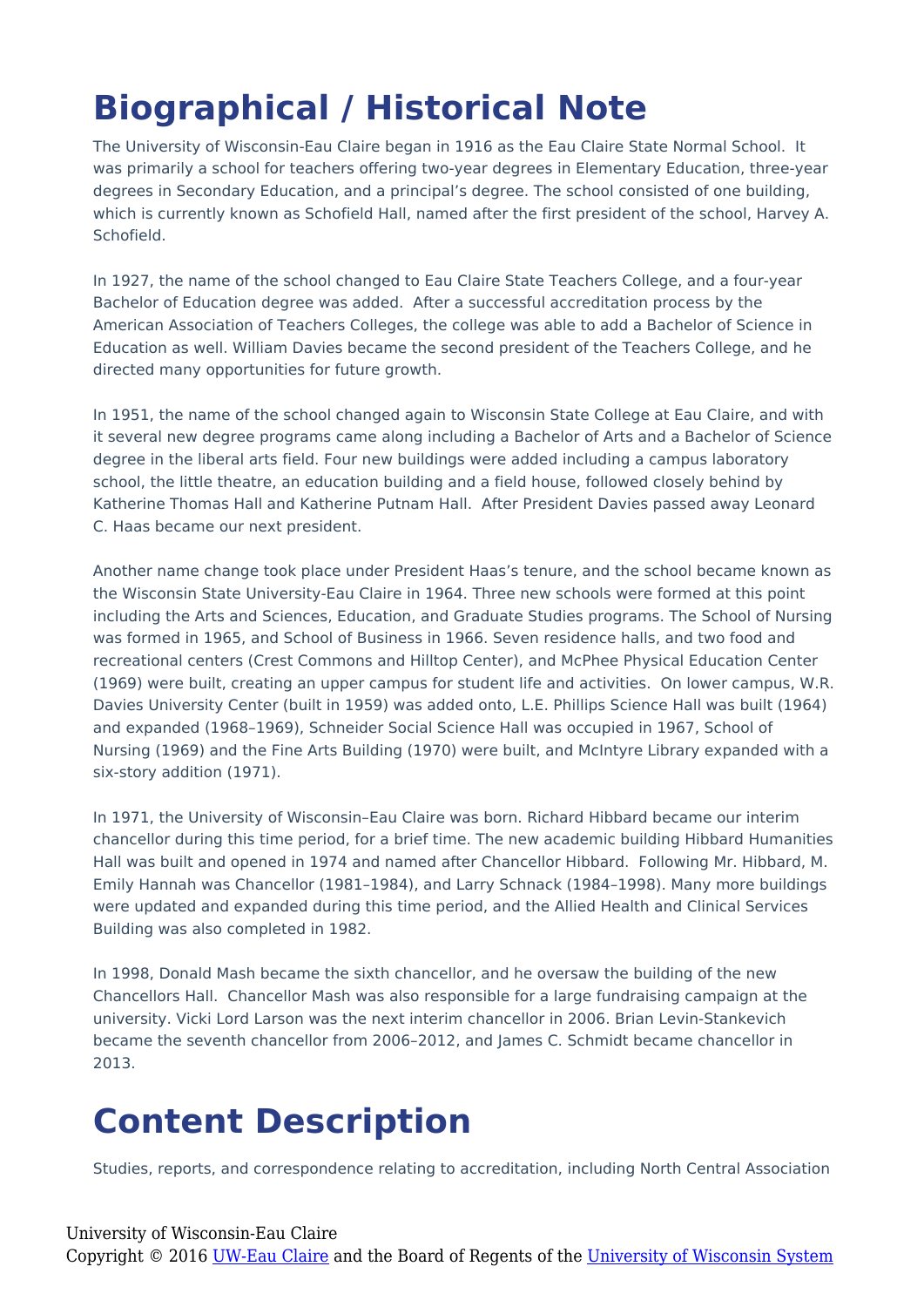# Biographical / Historical Note

The University of Wisconsin-Eau Claire began in 1916 as the Eau Claire State Normal School. It was primarily a school for teachers offering two-year degrees in Elementary Education, three-year degrees in Secondary Education, and a principal's degree. The school consisted of one building, which is currently known as Schofield Hall, named after the first president of the school, Harvey A. Schofield.

In 1927, the name of the school changed to Eau Claire State Teachers College, and a four-year Bachelor of Education degree was added. After a successful accreditation process by the American Association of Teachers Colleges, the college was able to add a Bachelor of Science in Education as well. William Davies became the second president of the Teachers College, and he directed many opportunities for future growth.

In 1951, the name of the school changed again to Wisconsin State College at Eau Claire, and with it several new degree programs came along including a Bachelor of Arts and a Bachelor of Science degree in the liberal arts field. Four new buildings were added including a campus laboratory school, the little theatre, an education building and a field house, followed closely behind by Katherine Thomas Hall and Katherine Putnam Hall. After President Davies passed away Leonard C. Haas became our next president.

Another name change took place under President Haas's tenure, and the school became known as the Wisconsin State University-Eau Claire in 1964. Three new schools were formed at this point including the Arts and Sciences, Education, and Graduate Studies programs. The School of Nursing was formed in 1965, and School of Business in 1966. Seven residence halls, and two food and recreational centers (Crest Commons and Hilltop Center), and McPhee Physical Education Center (1969) were built, creating an upper campus for student life and activities. On lower campus, W.R. Davies University Center (built in 1959) was added onto, L.E. Phillips Science Hall was built (1964) and expanded (1968–1969), Schneider Social Science Hall was occupied in 1967, School of Nursing (1969) and the Fine Arts Building (1970) were built, and McIntyre Library expanded with a six-story addition (1971).

In 1971, the University of Wisconsin–Eau Claire was born. Richard Hibbard became our interim chancellor during this time period, for a brief time. The new academic building Hibbard Humanities Hall was built and opened in 1974 and named after Chancellor Hibbard. Following Mr. Hibbard, M. Emily Hannah was Chancellor (1981–1984), and Larry Schnack (1984–1998). Many more buildings were updated and expanded during this time period, and the Allied Health and Clinical Services Building was also completed in 1982.

In 1998, Donald Mash became the sixth chancellor, and he oversaw the building of the new Chancellors Hall. Chancellor Mash was also responsible for a large fundraising campaign at the university. Vicki Lord Larson was the next interim chancellor in 2006. Brian Levin-Stankevich became the seventh chancellor from 2006–2012, and James C. Schmidt became chancellor in 2013.

# Content Description

Studies, reports, and correspondence relating to accreditation, including North Central Association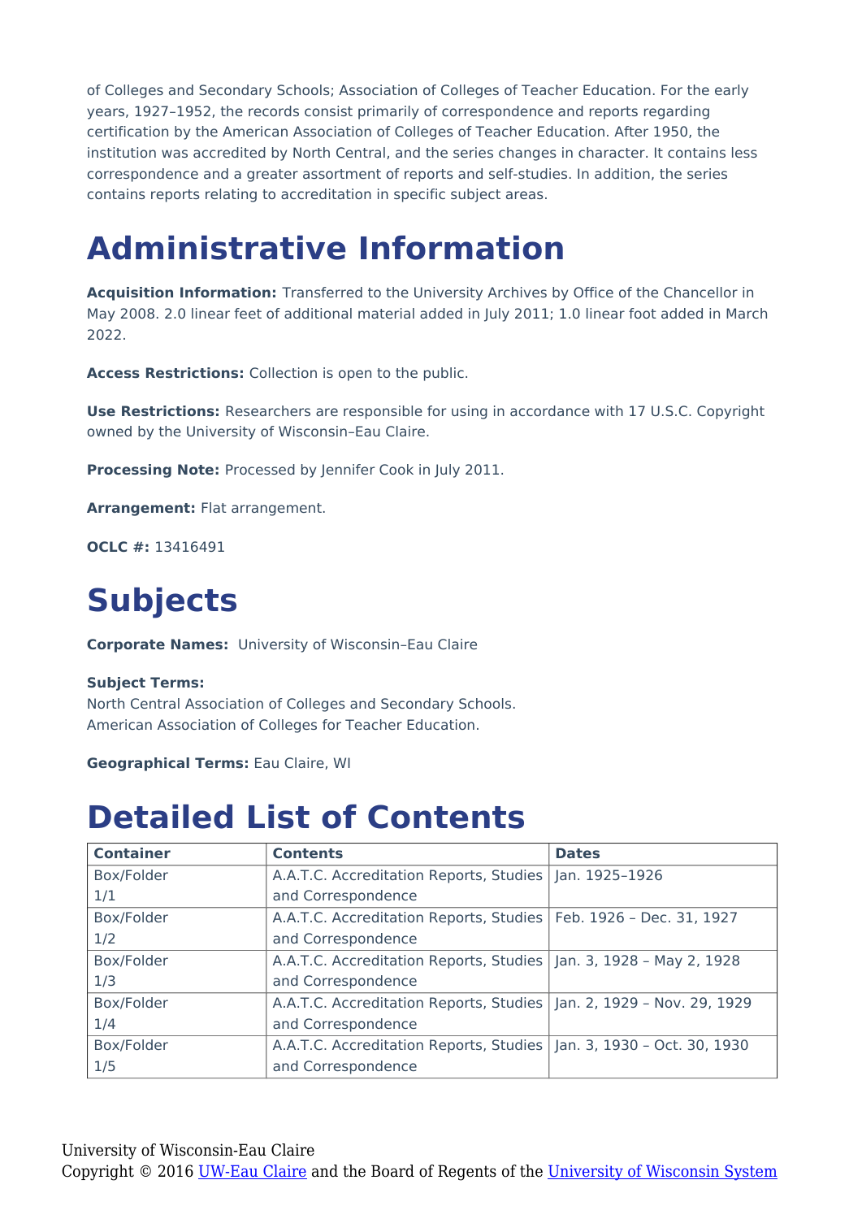of Colleges and Secondary Schools; Association of Colleges of Teacher Education. For the early years, 1927–1952, the records consist primarily of correspondence and reports regarding certification by the American Association of Colleges of Teacher Education. After 1950, the institution was accredited by North Central, and the series changes in character. It contains less correspondence and a greater assortment of reports and self-studies. In addition, the series contains reports relating to accreditation in specific subject areas.

# Administrative Information

**Acquisition Information:** Transferred to the University Archives by Office of the Chancellor in May 2008. 2.0 linear feet of additional material added in July 2011; 1.0 linear foot added in March 2022.

**Access Restrictions:** Collection is open to the public.

**Use Restrictions:** Researchers are responsible for using in accordance with 17 U.S.C. Copyright owned by the University of Wisconsin–Eau Claire.

**Processing Note:** Processed by Jennifer Cook in July 2011.

**Arrangement:** Flat arrangement.

**OCLC #:** 13416491

# Subjects

**Corporate Names:** University of Wisconsin–Eau Claire

**Subject Terms:**
North Central Association of Colleges and Secondary Schools.
American Association of Colleges for Teacher Education.

**Geographical Terms:** Eau Claire, WI

# Detailed List of Contents

| Container | Contents | Dates |
|---|---|---|
| Box/Folder 1/1 | A.A.T.C. Accreditation Reports, Studies and Correspondence | Jan. 1925–1926 |
| Box/Folder 1/2 | A.A.T.C. Accreditation Reports, Studies and Correspondence | Feb. 1926 – Dec. 31, 1927 |
| Box/Folder 1/3 | A.A.T.C. Accreditation Reports, Studies and Correspondence | Jan. 3, 1928 – May 2, 1928 |
| Box/Folder 1/4 | A.A.T.C. Accreditation Reports, Studies and Correspondence | Jan. 2, 1929 – Nov. 29, 1929 |
| Box/Folder 1/5 | A.A.T.C. Accreditation Reports, Studies and Correspondence | Jan. 3, 1930 – Oct. 30, 1930 |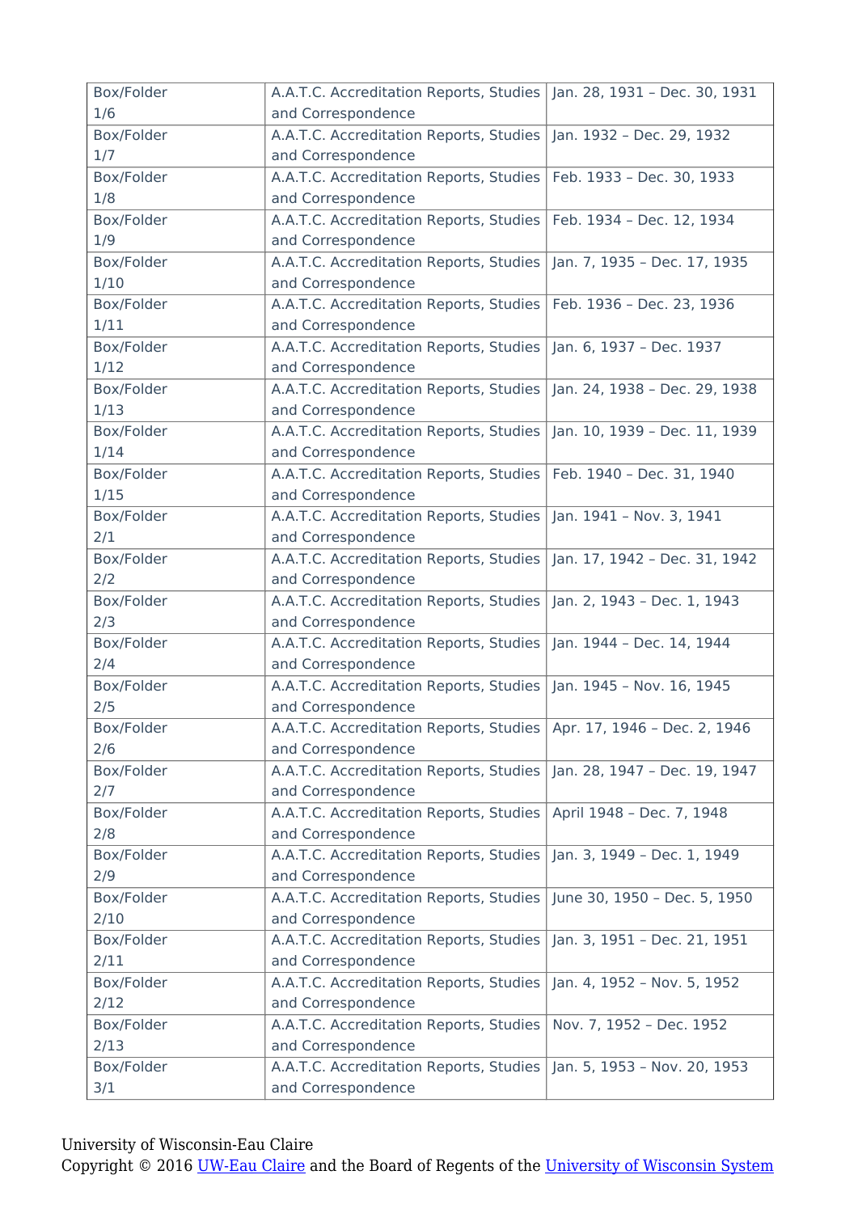| Box/Folder 1/6 | A.A.T.C. Accreditation Reports, Studies and Correspondence | Jan. 28, 1931 – Dec. 30, 1931 |
|---|---|---|
| Box/Folder 1/7 | A.A.T.C. Accreditation Reports, Studies and Correspondence | Jan. 1932 – Dec. 29, 1932 |
| Box/Folder 1/8 | A.A.T.C. Accreditation Reports, Studies and Correspondence | Feb. 1933 – Dec. 30, 1933 |
| Box/Folder 1/9 | A.A.T.C. Accreditation Reports, Studies and Correspondence | Feb. 1934 – Dec. 12, 1934 |
| Box/Folder 1/10 | A.A.T.C. Accreditation Reports, Studies and Correspondence | Jan. 7, 1935 – Dec. 17, 1935 |
| Box/Folder 1/11 | A.A.T.C. Accreditation Reports, Studies and Correspondence | Feb. 1936 – Dec. 23, 1936 |
| Box/Folder 1/12 | A.A.T.C. Accreditation Reports, Studies and Correspondence | Jan. 6, 1937 – Dec. 1937 |
| Box/Folder 1/13 | A.A.T.C. Accreditation Reports, Studies and Correspondence | Jan. 24, 1938 – Dec. 29, 1938 |
| Box/Folder 1/14 | A.A.T.C. Accreditation Reports, Studies and Correspondence | Jan. 10, 1939 – Dec. 11, 1939 |
| Box/Folder 1/15 | A.A.T.C. Accreditation Reports, Studies and Correspondence | Feb. 1940 – Dec. 31, 1940 |
| Box/Folder 2/1 | A.A.T.C. Accreditation Reports, Studies and Correspondence | Jan. 1941 – Nov. 3, 1941 |
| Box/Folder 2/2 | A.A.T.C. Accreditation Reports, Studies and Correspondence | Jan. 17, 1942 – Dec. 31, 1942 |
| Box/Folder 2/3 | A.A.T.C. Accreditation Reports, Studies and Correspondence | Jan. 2, 1943 – Dec. 1, 1943 |
| Box/Folder 2/4 | A.A.T.C. Accreditation Reports, Studies and Correspondence | Jan. 1944 – Dec. 14, 1944 |
| Box/Folder 2/5 | A.A.T.C. Accreditation Reports, Studies and Correspondence | Jan. 1945 – Nov. 16, 1945 |
| Box/Folder 2/6 | A.A.T.C. Accreditation Reports, Studies and Correspondence | Apr. 17, 1946 – Dec. 2, 1946 |
| Box/Folder 2/7 | A.A.T.C. Accreditation Reports, Studies and Correspondence | Jan. 28, 1947 – Dec. 19, 1947 |
| Box/Folder 2/8 | A.A.T.C. Accreditation Reports, Studies and Correspondence | April 1948 – Dec. 7, 1948 |
| Box/Folder 2/9 | A.A.T.C. Accreditation Reports, Studies and Correspondence | Jan. 3, 1949 – Dec. 1, 1949 |
| Box/Folder 2/10 | A.A.T.C. Accreditation Reports, Studies and Correspondence | June 30, 1950 – Dec. 5, 1950 |
| Box/Folder 2/11 | A.A.T.C. Accreditation Reports, Studies and Correspondence | Jan. 3, 1951 – Dec. 21, 1951 |
| Box/Folder 2/12 | A.A.T.C. Accreditation Reports, Studies and Correspondence | Jan. 4, 1952 – Nov. 5, 1952 |
| Box/Folder 2/13 | A.A.T.C. Accreditation Reports, Studies and Correspondence | Nov. 7, 1952 – Dec. 1952 |
| Box/Folder 3/1 | A.A.T.C. Accreditation Reports, Studies and Correspondence | Jan. 5, 1953 – Nov. 20, 1953 |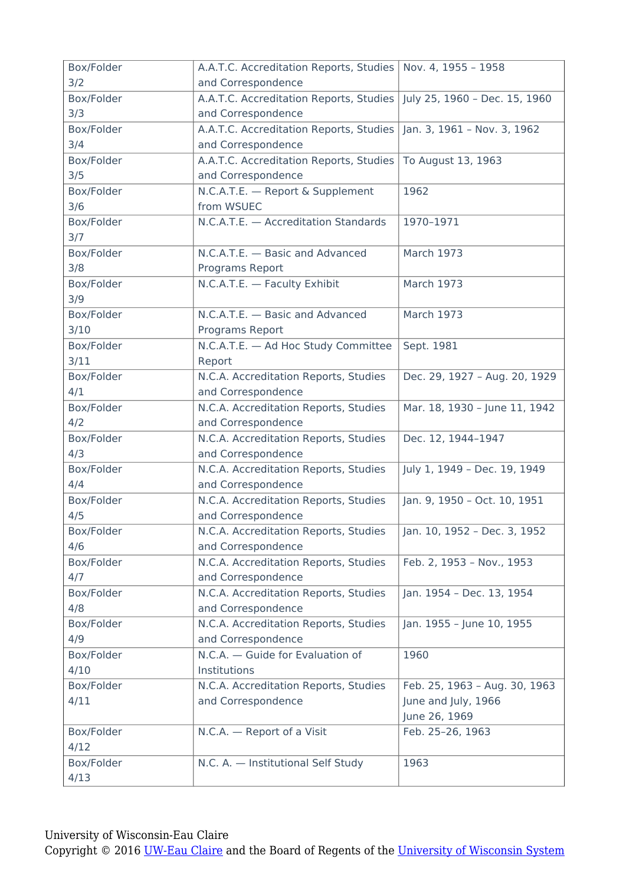| Box/Folder 3/2 | A.A.T.C. Accreditation Reports, Studies and Correspondence | Nov. 4, 1955 – 1958 |
|---|---|---|
| Box/Folder 3/3 | A.A.T.C. Accreditation Reports, Studies and Correspondence | July 25, 1960 – Dec. 15, 1960 |
| Box/Folder 3/4 | A.A.T.C. Accreditation Reports, Studies and Correspondence | Jan. 3, 1961 – Nov. 3, 1962 |
| Box/Folder 3/5 | A.A.T.C. Accreditation Reports, Studies and Correspondence | To August 13, 1963 |
| Box/Folder 3/6 | N.C.A.T.E. — Report & Supplement from WSUEC | 1962 |
| Box/Folder 3/7 | N.C.A.T.E. — Accreditation Standards | 1970–1971 |
| Box/Folder 3/8 | N.C.A.T.E. — Basic and Advanced Programs Report | March 1973 |
| Box/Folder 3/9 | N.C.A.T.E. — Faculty Exhibit | March 1973 |
| Box/Folder 3/10 | N.C.A.T.E. — Basic and Advanced Programs Report | March 1973 |
| Box/Folder 3/11 | N.C.A.T.E. — Ad Hoc Study Committee Report | Sept. 1981 |
| Box/Folder 4/1 | N.C.A. Accreditation Reports, Studies and Correspondence | Dec. 29, 1927 – Aug. 20, 1929 |
| Box/Folder 4/2 | N.C.A. Accreditation Reports, Studies and Correspondence | Mar. 18, 1930 – June 11, 1942 |
| Box/Folder 4/3 | N.C.A. Accreditation Reports, Studies and Correspondence | Dec. 12, 1944–1947 |
| Box/Folder 4/4 | N.C.A. Accreditation Reports, Studies and Correspondence | July 1, 1949 – Dec. 19, 1949 |
| Box/Folder 4/5 | N.C.A. Accreditation Reports, Studies and Correspondence | Jan. 9, 1950 – Oct. 10, 1951 |
| Box/Folder 4/6 | N.C.A. Accreditation Reports, Studies and Correspondence | Jan. 10, 1952 – Dec. 3, 1952 |
| Box/Folder 4/7 | N.C.A. Accreditation Reports, Studies and Correspondence | Feb. 2, 1953 – Nov., 1953 |
| Box/Folder 4/8 | N.C.A. Accreditation Reports, Studies and Correspondence | Jan. 1954 – Dec. 13, 1954 |
| Box/Folder 4/9 | N.C.A. Accreditation Reports, Studies and Correspondence | Jan. 1955 – June 10, 1955 |
| Box/Folder 4/10 | N.C.A. — Guide for Evaluation of Institutions | 1960 |
| Box/Folder 4/11 | N.C.A. Accreditation Reports, Studies and Correspondence | Feb. 25, 1963 – Aug. 30, 1963<br>June and July, 1966<br>June 26, 1969 |
| Box/Folder 4/12 | N.C.A. — Report of a Visit | Feb. 25–26, 1963 |
| Box/Folder 4/13 | N.C. A. — Institutional Self Study | 1963 |

University of Wisconsin-Eau Claire
Copyright © 2016 UW-Eau Claire and the Board of Regents of the University of Wisconsin System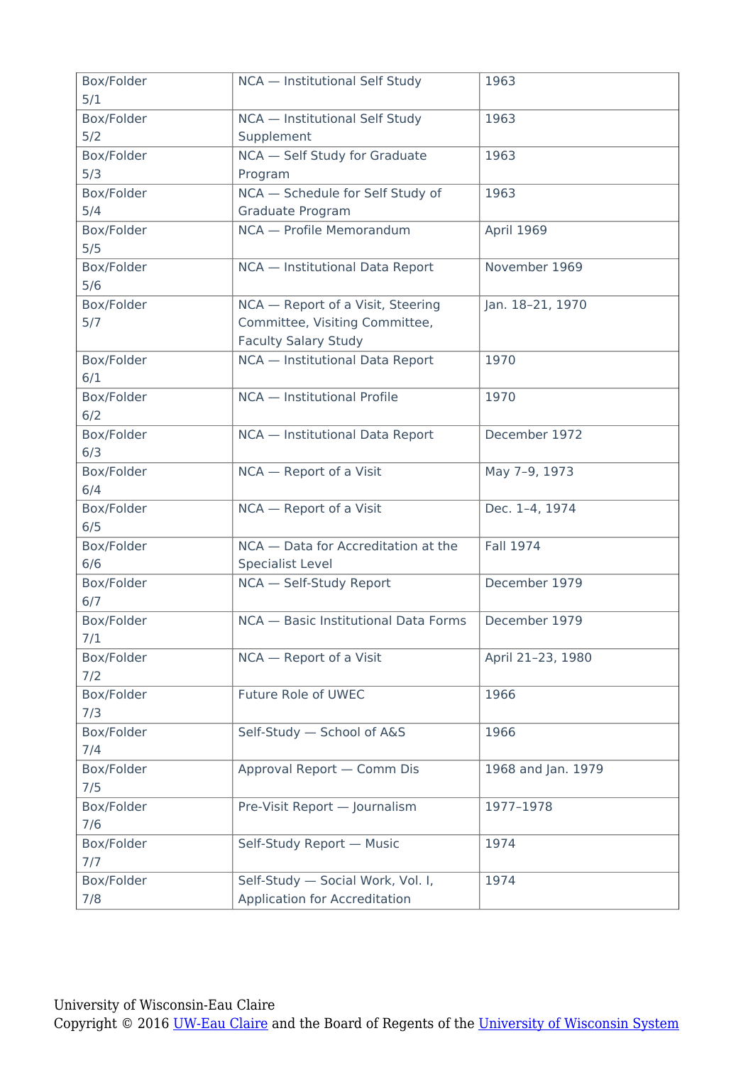| Box/Folder 5/1 | NCA — Institutional Self Study | 1963 |
|---|---|---|
| Box/Folder 5/2 | NCA — Institutional Self Study Supplement | 1963 |
| Box/Folder 5/3 | NCA — Self Study for Graduate Program | 1963 |
| Box/Folder 5/4 | NCA — Schedule for Self Study of Graduate Program | 1963 |
| Box/Folder 5/5 | NCA — Profile Memorandum | April 1969 |
| Box/Folder 5/6 | NCA — Institutional Data Report | November 1969 |
| Box/Folder 5/7 | NCA — Report of a Visit, Steering Committee, Visiting Committee, Faculty Salary Study | Jan. 18–21, 1970 |
| Box/Folder 6/1 | NCA — Institutional Data Report | 1970 |
| Box/Folder 6/2 | NCA — Institutional Profile | 1970 |
| Box/Folder 6/3 | NCA — Institutional Data Report | December 1972 |
| Box/Folder 6/4 | NCA — Report of a Visit | May 7–9, 1973 |
| Box/Folder 6/5 | NCA — Report of a Visit | Dec. 1–4, 1974 |
| Box/Folder 6/6 | NCA — Data for Accreditation at the Specialist Level | Fall 1974 |
| Box/Folder 6/7 | NCA — Self-Study Report | December 1979 |
| Box/Folder 7/1 | NCA — Basic Institutional Data Forms | December 1979 |
| Box/Folder 7/2 | NCA — Report of a Visit | April 21–23, 1980 |
| Box/Folder 7/3 | Future Role of UWEC | 1966 |
| Box/Folder 7/4 | Self-Study — School of A&S | 1966 |
| Box/Folder 7/5 | Approval Report — Comm Dis | 1968 and Jan. 1979 |
| Box/Folder 7/6 | Pre-Visit Report — Journalism | 1977–1978 |
| Box/Folder 7/7 | Self-Study Report — Music | 1974 |
| Box/Folder 7/8 | Self-Study — Social Work, Vol. I, Application for Accreditation | 1974 |

University of Wisconsin-Eau Claire
Copyright © 2016 UW-Eau Claire and the Board of Regents of the University of Wisconsin System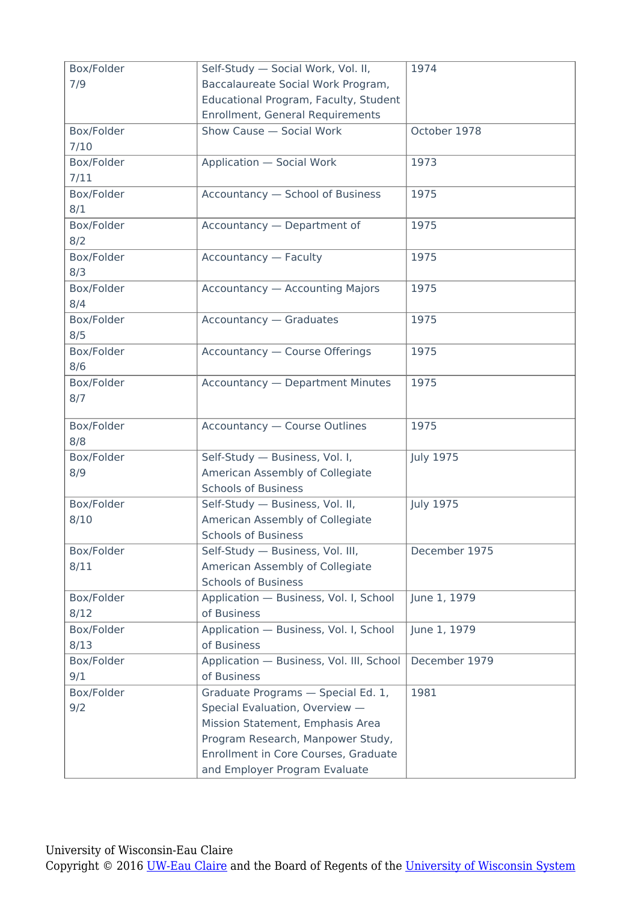| Box/Folder 7/9 | Self-Study — Social Work, Vol. II, Baccalaureate Social Work Program, Educational Program, Faculty, Student Enrollment, General Requirements | 1974 |
|---|---|---|
| Box/Folder 7/10 | Show Cause — Social Work | October 1978 |
| Box/Folder 7/11 | Application — Social Work | 1973 |
| Box/Folder 8/1 | Accountancy — School of Business | 1975 |
| Box/Folder 8/2 | Accountancy — Department of | 1975 |
| Box/Folder 8/3 | Accountancy — Faculty | 1975 |
| Box/Folder 8/4 | Accountancy — Accounting Majors | 1975 |
| Box/Folder 8/5 | Accountancy — Graduates | 1975 |
| Box/Folder 8/6 | Accountancy — Course Offerings | 1975 |
| Box/Folder 8/7 | Accountancy — Department Minutes | 1975 |
| Box/Folder 8/8 | Accountancy — Course Outlines | 1975 |
| Box/Folder 8/9 | Self-Study — Business, Vol. I, American Assembly of Collegiate Schools of Business | July 1975 |
| Box/Folder 8/10 | Self-Study — Business, Vol. II, American Assembly of Collegiate Schools of Business | July 1975 |
| Box/Folder 8/11 | Self-Study — Business, Vol. III, American Assembly of Collegiate Schools of Business | December 1975 |
| Box/Folder 8/12 | Application — Business, Vol. I, School of Business | June 1, 1979 |
| Box/Folder 8/13 | Application — Business, Vol. I, School of Business | June 1, 1979 |
| Box/Folder 9/1 | Application — Business, Vol. III, School of Business | December 1979 |
| Box/Folder 9/2 | Graduate Programs — Special Ed. 1, Special Evaluation, Overview — Mission Statement, Emphasis Area Program Research, Manpower Study, Enrollment in Core Courses, Graduate and Employer Program Evaluate | 1981 |

University of Wisconsin-Eau Claire
Copyright © 2016 UW-Eau Claire and the Board of Regents of the University of Wisconsin System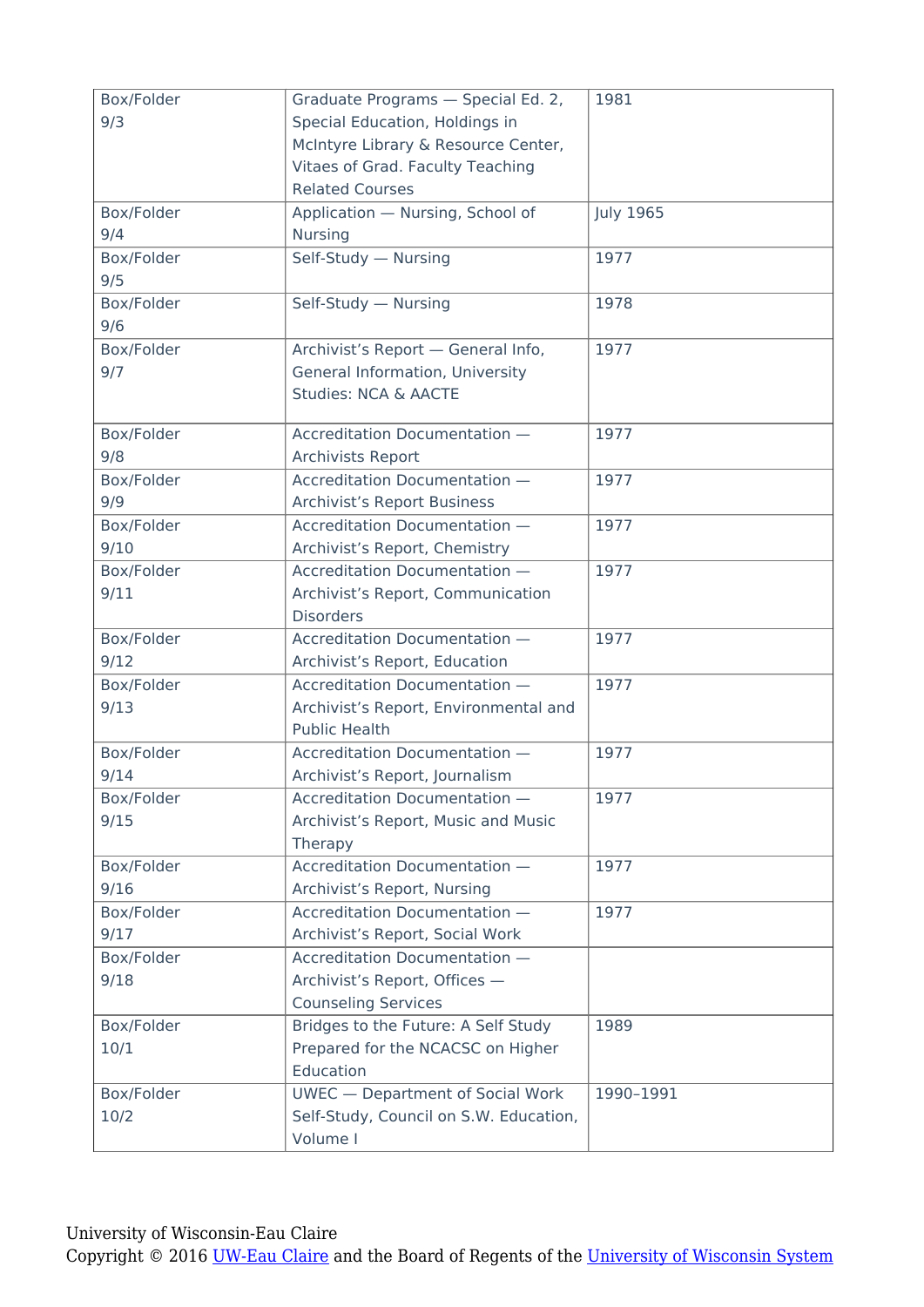| Box/Folder 9/3 | Graduate Programs — Special Ed. 2, Special Education, Holdings in McIntyre Library & Resource Center, Vitaes of Grad. Faculty Teaching Related Courses | 1981 |
|---|---|---|
| Box/Folder 9/4 | Application — Nursing, School of Nursing | July 1965 |
| Box/Folder 9/5 | Self-Study — Nursing | 1977 |
| Box/Folder 9/6 | Self-Study — Nursing | 1978 |
| Box/Folder 9/7 | Archivist's Report — General Info, General Information, University Studies: NCA & AACTE | 1977 |
| Box/Folder 9/8 | Accreditation Documentation — Archivists Report | 1977 |
| Box/Folder 9/9 | Accreditation Documentation — Archivist's Report Business | 1977 |
| Box/Folder 9/10 | Accreditation Documentation — Archivist's Report, Chemistry | 1977 |
| Box/Folder 9/11 | Accreditation Documentation — Archivist's Report, Communication Disorders | 1977 |
| Box/Folder 9/12 | Accreditation Documentation — Archivist's Report, Education | 1977 |
| Box/Folder 9/13 | Accreditation Documentation — Archivist's Report, Environmental and Public Health | 1977 |
| Box/Folder 9/14 | Accreditation Documentation — Archivist's Report, Journalism | 1977 |
| Box/Folder 9/15 | Accreditation Documentation — Archivist's Report, Music and Music Therapy | 1977 |
| Box/Folder 9/16 | Accreditation Documentation — Archivist's Report, Nursing | 1977 |
| Box/Folder 9/17 | Accreditation Documentation — Archivist's Report, Social Work | 1977 |
| Box/Folder 9/18 | Accreditation Documentation — Archivist's Report, Offices — Counseling Services | |
| Box/Folder 10/1 | Bridges to the Future: A Self Study Prepared for the NCACSC on Higher Education | 1989 |
| Box/Folder 10/2 | UWEC — Department of Social Work Self-Study, Council on S.W. Education, Volume I | 1990–1991 |

University of Wisconsin-Eau Claire
Copyright © 2016 UW-Eau Claire and the Board of Regents of the University of Wisconsin System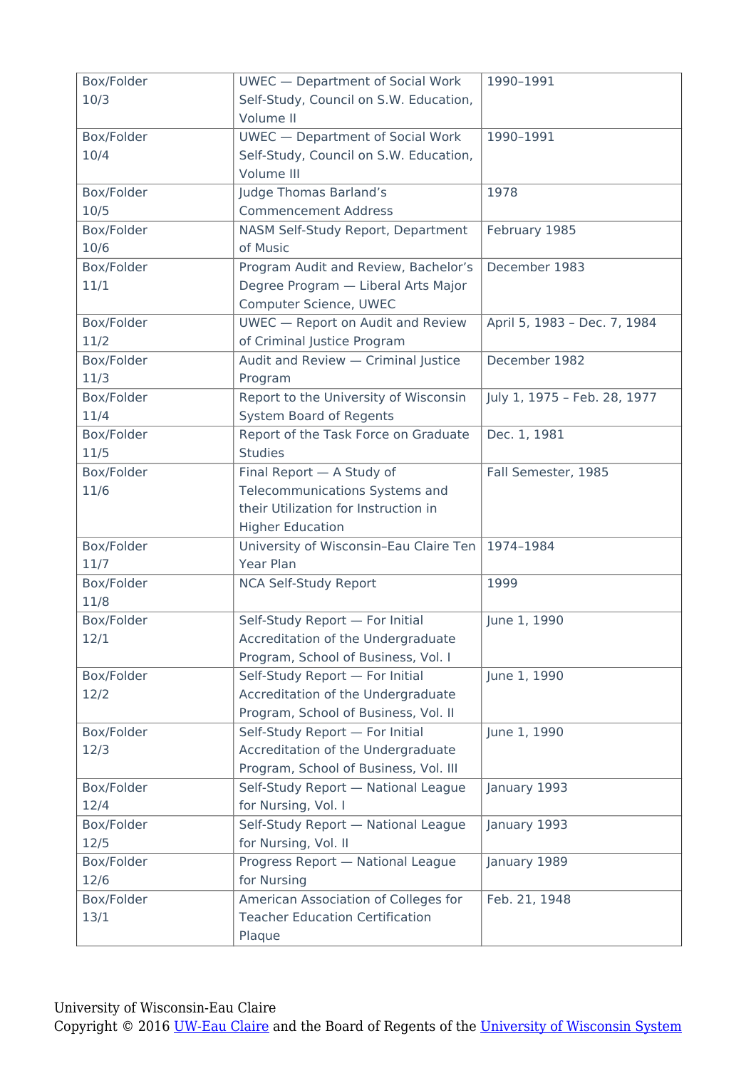| Box/Folder 10/3 | UWEC — Department of Social Work Self-Study, Council on S.W. Education, Volume II | 1990–1991 |
|---|---|---|
| Box/Folder 10/4 | UWEC — Department of Social Work Self-Study, Council on S.W. Education, Volume III | 1990–1991 |
| Box/Folder 10/5 | Judge Thomas Barland's Commencement Address | 1978 |
| Box/Folder 10/6 | NASM Self-Study Report, Department of Music | February 1985 |
| Box/Folder 11/1 | Program Audit and Review, Bachelor's Degree Program — Liberal Arts Major Computer Science, UWEC | December 1983 |
| Box/Folder 11/2 | UWEC — Report on Audit and Review of Criminal Justice Program | April 5, 1983 – Dec. 7, 1984 |
| Box/Folder 11/3 | Audit and Review — Criminal Justice Program | December 1982 |
| Box/Folder 11/4 | Report to the University of Wisconsin System Board of Regents | July 1, 1975 – Feb. 28, 1977 |
| Box/Folder 11/5 | Report of the Task Force on Graduate Studies | Dec. 1, 1981 |
| Box/Folder 11/6 | Final Report — A Study of Telecommunications Systems and their Utilization for Instruction in Higher Education | Fall Semester, 1985 |
| Box/Folder 11/7 | University of Wisconsin–Eau Claire Ten Year Plan | 1974–1984 |
| Box/Folder 11/8 | NCA Self-Study Report | 1999 |
| Box/Folder 12/1 | Self-Study Report — For Initial Accreditation of the Undergraduate Program, School of Business, Vol. I | June 1, 1990 |
| Box/Folder 12/2 | Self-Study Report — For Initial Accreditation of the Undergraduate Program, School of Business, Vol. II | June 1, 1990 |
| Box/Folder 12/3 | Self-Study Report — For Initial Accreditation of the Undergraduate Program, School of Business, Vol. III | June 1, 1990 |
| Box/Folder 12/4 | Self-Study Report — National League for Nursing, Vol. I | January 1993 |
| Box/Folder 12/5 | Self-Study Report — National League for Nursing, Vol. II | January 1993 |
| Box/Folder 12/6 | Progress Report — National League for Nursing | January 1989 |
| Box/Folder 13/1 | American Association of Colleges for Teacher Education Certification Plaque | Feb. 21, 1948 |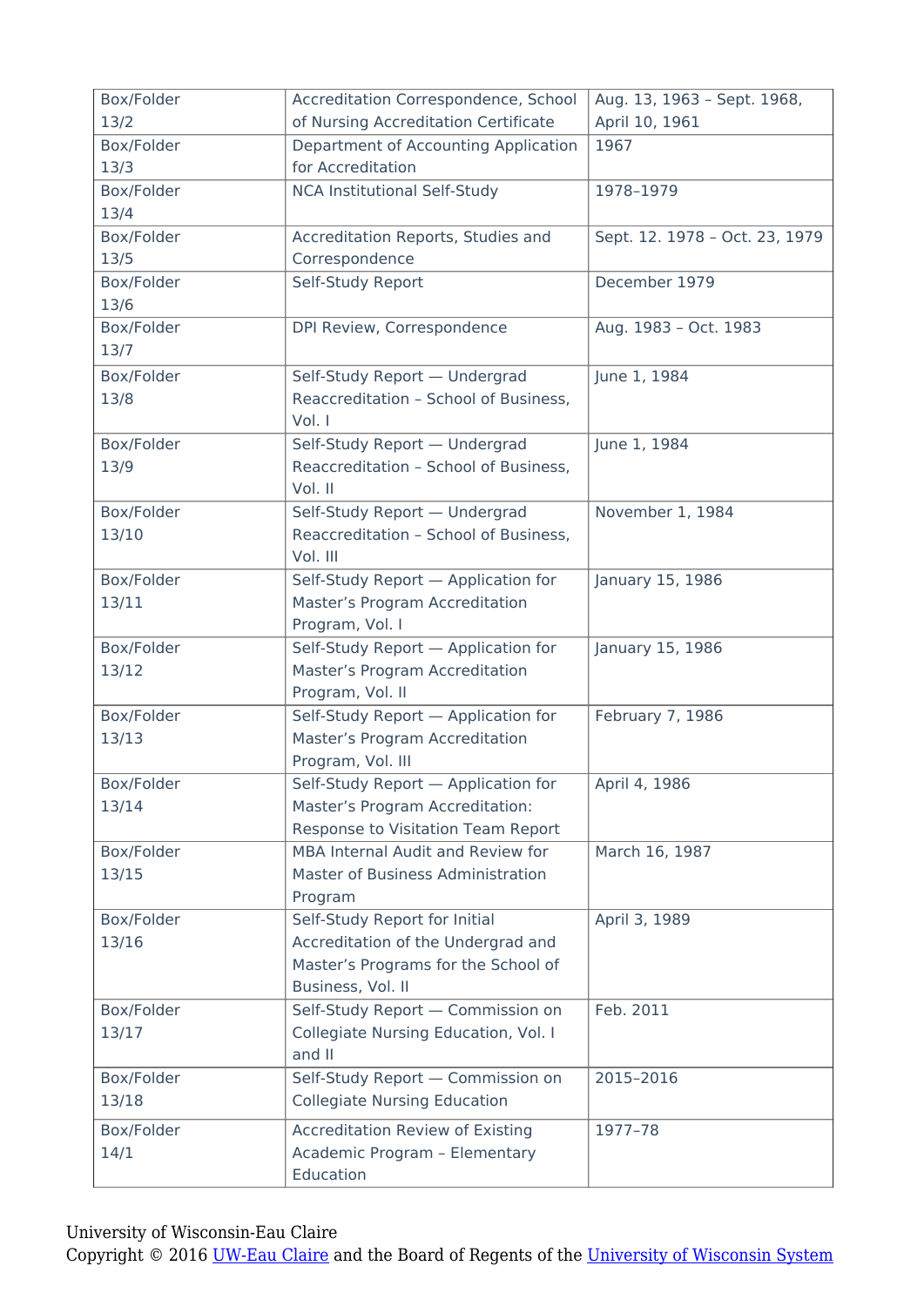| Box/Folder 13/2 | Accreditation Correspondence, School of Nursing Accreditation Certificate | Aug. 13, 1963 – Sept. 1968, April 10, 1961 |
|---|---|---|
| Box/Folder 13/3 | Department of Accounting Application for Accreditation | 1967 |
| Box/Folder 13/4 | NCA Institutional Self-Study | 1978–1979 |
| Box/Folder 13/5 | Accreditation Reports, Studies and Correspondence | Sept. 12. 1978 – Oct. 23, 1979 |
| Box/Folder 13/6 | Self-Study Report | December 1979 |
| Box/Folder 13/7 | DPI Review, Correspondence | Aug. 1983 – Oct. 1983 |
| Box/Folder 13/8 | Self-Study Report — Undergrad Reaccreditation – School of Business, Vol. I | June 1, 1984 |
| Box/Folder 13/9 | Self-Study Report — Undergrad Reaccreditation – School of Business, Vol. II | June 1, 1984 |
| Box/Folder 13/10 | Self-Study Report — Undergrad Reaccreditation – School of Business, Vol. III | November 1, 1984 |
| Box/Folder 13/11 | Self-Study Report — Application for Master's Program Accreditation Program, Vol. I | January 15, 1986 |
| Box/Folder 13/12 | Self-Study Report — Application for Master's Program Accreditation Program, Vol. II | January 15, 1986 |
| Box/Folder 13/13 | Self-Study Report — Application for Master's Program Accreditation Program, Vol. III | February 7, 1986 |
| Box/Folder 13/14 | Self-Study Report — Application for Master's Program Accreditation: Response to Visitation Team Report | April 4, 1986 |
| Box/Folder 13/15 | MBA Internal Audit and Review for Master of Business Administration Program | March 16, 1987 |
| Box/Folder 13/16 | Self-Study Report for Initial Accreditation of the Undergrad and Master's Programs for the School of Business, Vol. II | April 3, 1989 |
| Box/Folder 13/17 | Self-Study Report — Commission on Collegiate Nursing Education, Vol. I and II | Feb. 2011 |
| Box/Folder 13/18 | Self-Study Report — Commission on Collegiate Nursing Education | 2015–2016 |
| Box/Folder 14/1 | Accreditation Review of Existing Academic Program – Elementary Education | 1977–78 |

University of Wisconsin-Eau Claire
Copyright © 2016 UW-Eau Claire and the Board of Regents of the University of Wisconsin System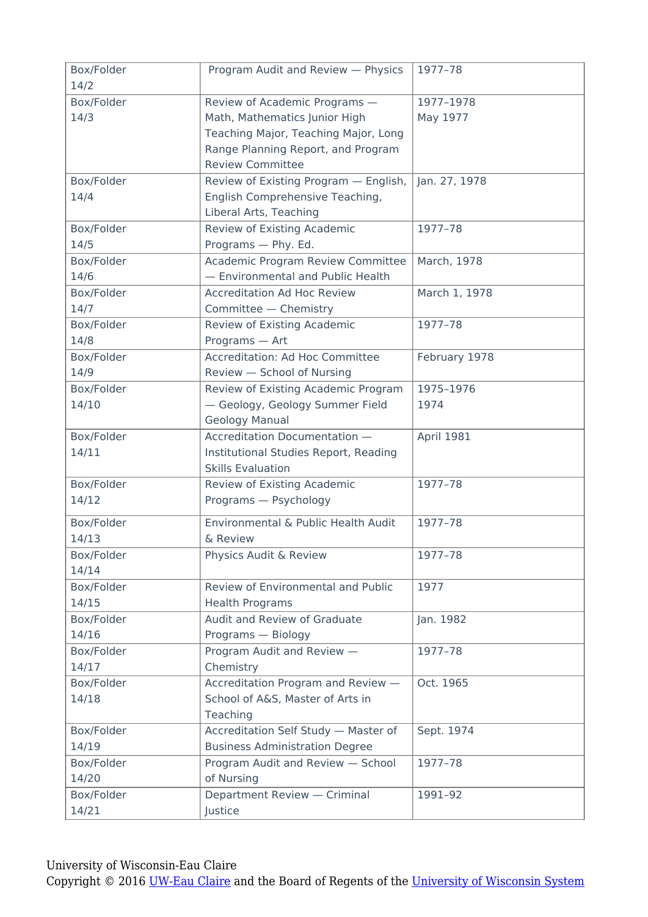| Box/Folder 14/2 | Program Audit and Review — Physics | 1977–78 |
|---|---|---|
| Box/Folder 14/3 | Review of Academic Programs — Math, Mathematics Junior High Teaching Major, Teaching Major, Long Range Planning Report, and Program Review Committee | 1977–1978<br>May 1977 |
| Box/Folder 14/4 | Review of Existing Program — English, English Comprehensive Teaching, Liberal Arts, Teaching | Jan. 27, 1978 |
| Box/Folder 14/5 | Review of Existing Academic Programs — Phy. Ed. | 1977–78 |
| Box/Folder 14/6 | Academic Program Review Committee — Environmental and Public Health | March, 1978 |
| Box/Folder 14/7 | Accreditation Ad Hoc Review Committee — Chemistry | March 1, 1978 |
| Box/Folder 14/8 | Review of Existing Academic Programs — Art | 1977–78 |
| Box/Folder 14/9 | Accreditation: Ad Hoc Committee Review — School of Nursing | February 1978 |
| Box/Folder 14/10 | Review of Existing Academic Program — Geology, Geology Summer Field Geology Manual | 1975–1976<br>1974 |
| Box/Folder 14/11 | Accreditation Documentation — Institutional Studies Report, Reading Skills Evaluation | April 1981 |
| Box/Folder 14/12 | Review of Existing Academic Programs — Psychology | 1977–78 |
| Box/Folder 14/13 | Environmental & Public Health Audit & Review | 1977–78 |
| Box/Folder 14/14 | Physics Audit & Review | 1977–78 |
| Box/Folder 14/15 | Review of Environmental and Public Health Programs | 1977 |
| Box/Folder 14/16 | Audit and Review of Graduate Programs — Biology | Jan. 1982 |
| Box/Folder 14/17 | Program Audit and Review — Chemistry | 1977–78 |
| Box/Folder 14/18 | Accreditation Program and Review — School of A&S, Master of Arts in Teaching | Oct. 1965 |
| Box/Folder 14/19 | Accreditation Self Study — Master of Business Administration Degree | Sept. 1974 |
| Box/Folder 14/20 | Program Audit and Review — School of Nursing | 1977–78 |
| Box/Folder 14/21 | Department Review — Criminal Justice | 1991–92 |

University of Wisconsin-Eau Claire
Copyright © 2016 UW-Eau Claire and the Board of Regents of the University of Wisconsin System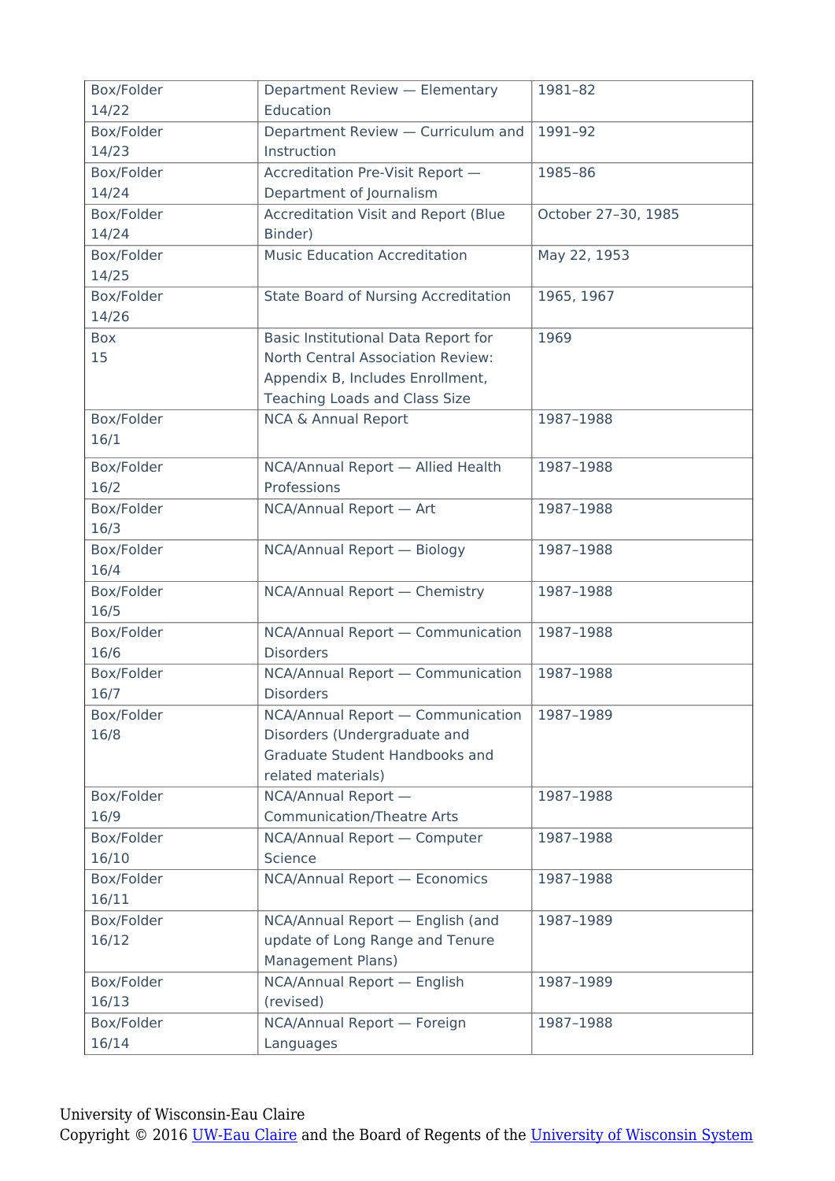| Box/Folder 14/22 | Department Review — Elementary Education | 1981–82 |
|---|---|---|
| Box/Folder 14/23 | Department Review — Curriculum and Instruction | 1991–92 |
| Box/Folder 14/24 | Accreditation Pre-Visit Report — Department of Journalism | 1985–86 |
| Box/Folder 14/24 | Accreditation Visit and Report (Blue Binder) | October 27–30, 1985 |
| Box/Folder 14/25 | Music Education Accreditation | May 22, 1953 |
| Box/Folder 14/26 | State Board of Nursing Accreditation | 1965, 1967 |
| Box 15 | Basic Institutional Data Report for North Central Association Review: Appendix B, Includes Enrollment, Teaching Loads and Class Size | 1969 |
| Box/Folder 16/1 | NCA & Annual Report | 1987–1988 |
| Box/Folder 16/2 | NCA/Annual Report — Allied Health Professions | 1987–1988 |
| Box/Folder 16/3 | NCA/Annual Report — Art | 1987–1988 |
| Box/Folder 16/4 | NCA/Annual Report — Biology | 1987–1988 |
| Box/Folder 16/5 | NCA/Annual Report — Chemistry | 1987–1988 |
| Box/Folder 16/6 | NCA/Annual Report — Communication Disorders | 1987–1988 |
| Box/Folder 16/7 | NCA/Annual Report — Communication Disorders | 1987–1988 |
| Box/Folder 16/8 | NCA/Annual Report — Communication Disorders (Undergraduate and Graduate Student Handbooks and related materials) | 1987–1989 |
| Box/Folder 16/9 | NCA/Annual Report — Communication/Theatre Arts | 1987–1988 |
| Box/Folder 16/10 | NCA/Annual Report — Computer Science | 1987–1988 |
| Box/Folder 16/11 | NCA/Annual Report — Economics | 1987–1988 |
| Box/Folder 16/12 | NCA/Annual Report — English (and update of Long Range and Tenure Management Plans) | 1987–1989 |
| Box/Folder 16/13 | NCA/Annual Report — English (revised) | 1987–1989 |
| Box/Folder 16/14 | NCA/Annual Report — Foreign Languages | 1987–1988 |

University of Wisconsin-Eau Claire
Copyright © 2016 UW-Eau Claire and the Board of Regents of the University of Wisconsin System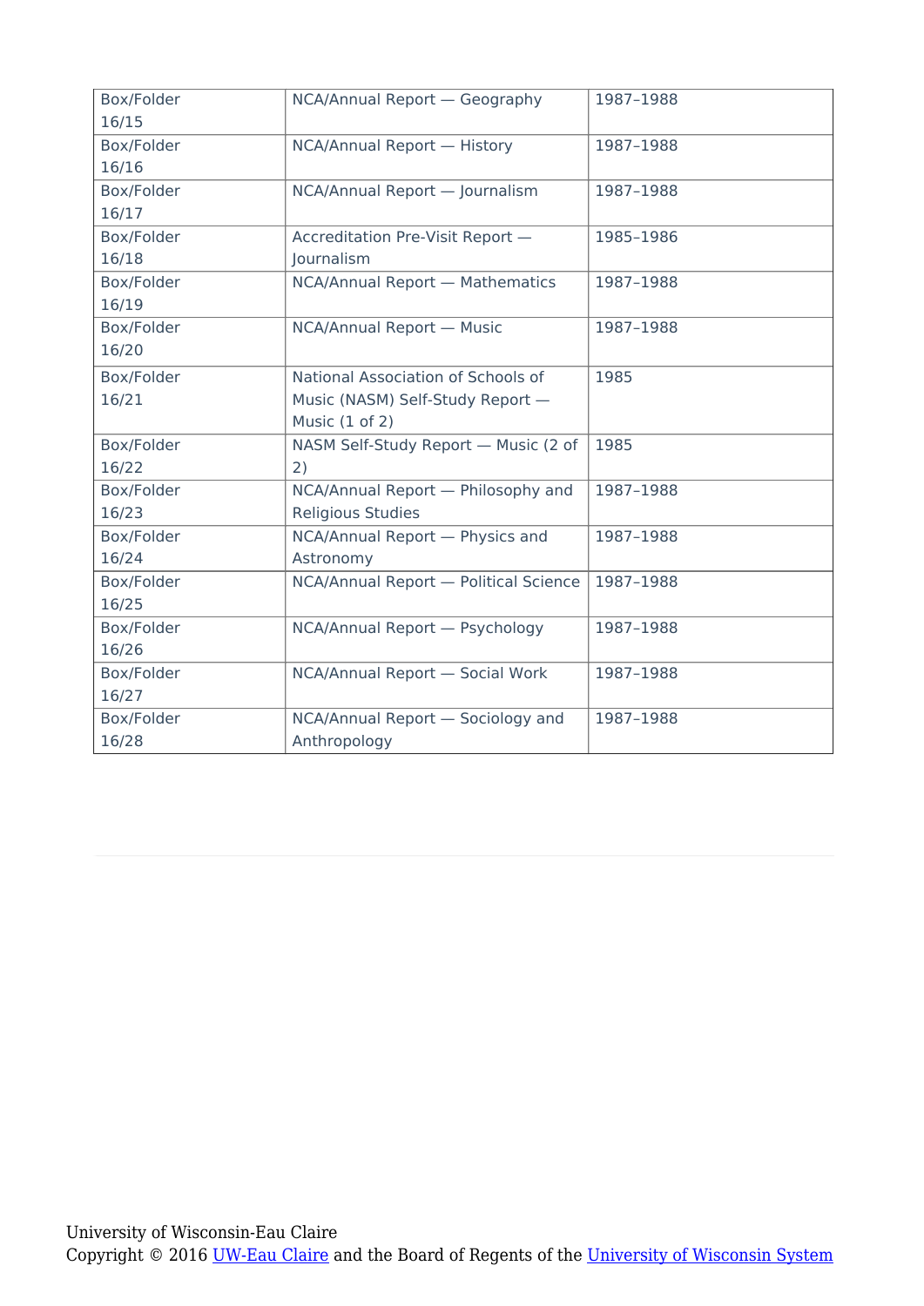| | | |
|---|---|---|
| Box/Folder 16/15 | NCA/Annual Report — Geography | 1987–1988 |
| Box/Folder 16/16 | NCA/Annual Report — History | 1987–1988 |
| Box/Folder 16/17 | NCA/Annual Report — Journalism | 1987–1988 |
| Box/Folder 16/18 | Accreditation Pre-Visit Report — Journalism | 1985–1986 |
| Box/Folder 16/19 | NCA/Annual Report — Mathematics | 1987–1988 |
| Box/Folder 16/20 | NCA/Annual Report — Music | 1987–1988 |
| Box/Folder 16/21 | National Association of Schools of Music (NASM) Self-Study Report — Music (1 of 2) | 1985 |
| Box/Folder 16/22 | NASM Self-Study Report — Music (2 of 2) | 1985 |
| Box/Folder 16/23 | NCA/Annual Report — Philosophy and Religious Studies | 1987–1988 |
| Box/Folder 16/24 | NCA/Annual Report — Physics and Astronomy | 1987–1988 |
| Box/Folder 16/25 | NCA/Annual Report — Political Science | 1987–1988 |
| Box/Folder 16/26 | NCA/Annual Report — Psychology | 1987–1988 |
| Box/Folder 16/27 | NCA/Annual Report — Social Work | 1987–1988 |
| Box/Folder 16/28 | NCA/Annual Report — Sociology and Anthropology | 1987–1988 |

University of Wisconsin-Eau Claire
Copyright © 2016 UW-Eau Claire and the Board of Regents of the University of Wisconsin System